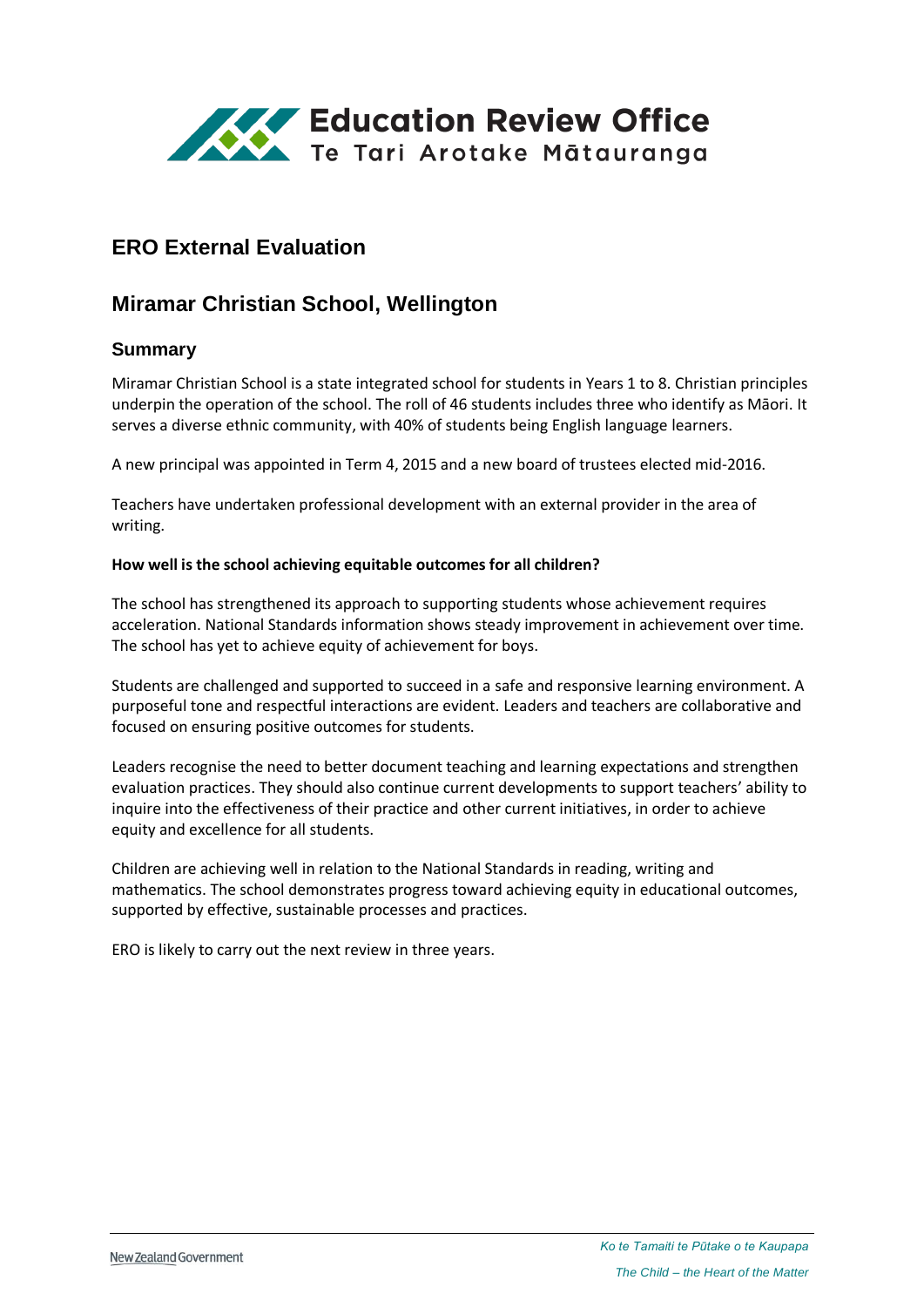Education Review Office
Te Tari Arotake Mātauranga

# ERO External Evaluation

## Miramar Christian School, Wellington

### Summary

Miramar Christian School is a state integrated school for students in Years 1 to 8. Christian principles underpin the operation of the school. The roll of 46 students includes three who identify as Māori. It serves a diverse ethnic community, with 40% of students being English language learners.

A new principal was appointed in Term 4, 2015 and a new board of trustees elected mid-2016.

Teachers have undertaken professional development with an external provider in the area of writing.

**How well is the school achieving equitable outcomes for all children?**

The school has strengthened its approach to supporting students whose achievement requires acceleration. National Standards information shows steady improvement in achievement over time. The school has yet to achieve equity of achievement for boys.

Students are challenged and supported to succeed in a safe and responsive learning environment. A purposeful tone and respectful interactions are evident. Leaders and teachers are collaborative and focused on ensuring positive outcomes for students.

Leaders recognise the need to better document teaching and learning expectations and strengthen evaluation practices. They should also continue current developments to support teachers' ability to inquire into the effectiveness of their practice and other current initiatives, in order to achieve equity and excellence for all students.

Children are achieving well in relation to the National Standards in reading, writing and mathematics. The school demonstrates progress toward achieving equity in educational outcomes, supported by effective, sustainable processes and practices.

ERO is likely to carry out the next review in three years.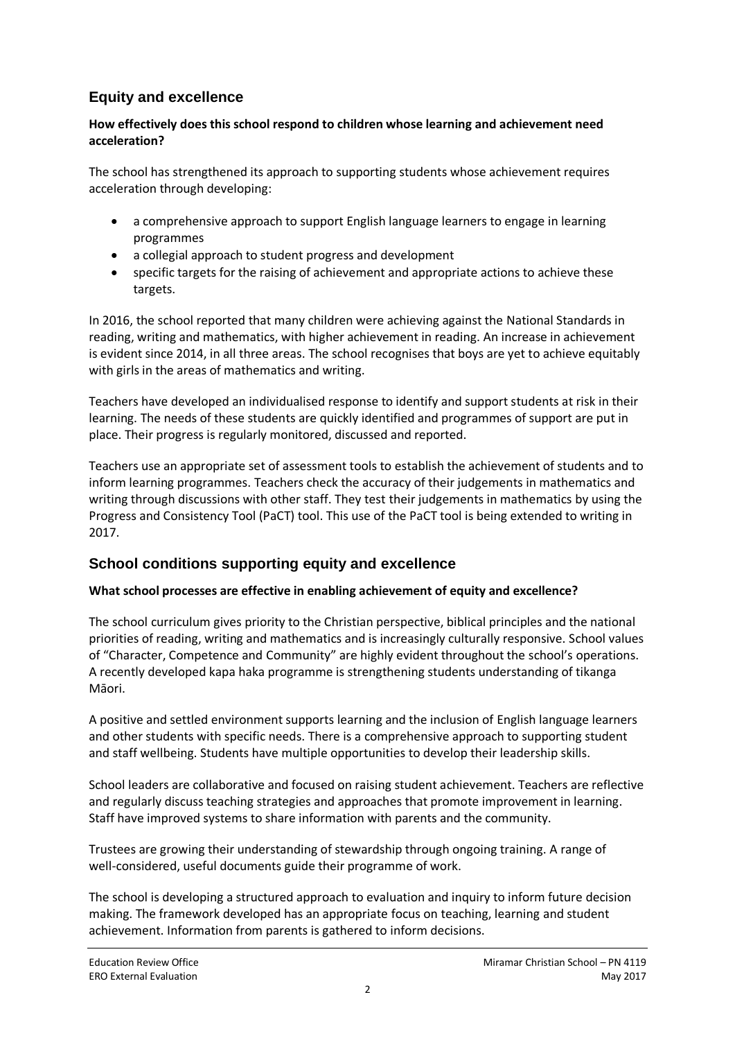## Equity and excellence

**How effectively does this school respond to children whose learning and achievement need acceleration?**

The school has strengthened its approach to supporting students whose achievement requires acceleration through developing:

- a comprehensive approach to support English language learners to engage in learning programmes
- a collegial approach to student progress and development
- specific targets for the raising of achievement and appropriate actions to achieve these targets.

In 2016, the school reported that many children were achieving against the National Standards in reading, writing and mathematics, with higher achievement in reading. An increase in achievement is evident since 2014, in all three areas. The school recognises that boys are yet to achieve equitably with girls in the areas of mathematics and writing.

Teachers have developed an individualised response to identify and support students at risk in their learning. The needs of these students are quickly identified and programmes of support are put in place. Their progress is regularly monitored, discussed and reported.

Teachers use an appropriate set of assessment tools to establish the achievement of students and to inform learning programmes. Teachers check the accuracy of their judgements in mathematics and writing through discussions with other staff. They test their judgements in mathematics by using the Progress and Consistency Tool (PaCT) tool. This use of the PaCT tool is being extended to writing in 2017.

## School conditions supporting equity and excellence

**What school processes are effective in enabling achievement of equity and excellence?**

The school curriculum gives priority to the Christian perspective, biblical principles and the national priorities of reading, writing and mathematics and is increasingly culturally responsive. School values of "Character, Competence and Community" are highly evident throughout the school's operations. A recently developed kapa haka programme is strengthening students understanding of tikanga Māori.

A positive and settled environment supports learning and the inclusion of English language learners and other students with specific needs. There is a comprehensive approach to supporting student and staff wellbeing. Students have multiple opportunities to develop their leadership skills.

School leaders are collaborative and focused on raising student achievement. Teachers are reflective and regularly discuss teaching strategies and approaches that promote improvement in learning. Staff have improved systems to share information with parents and the community.

Trustees are growing their understanding of stewardship through ongoing training. A range of well-considered, useful documents guide their programme of work.

The school is developing a structured approach to evaluation and inquiry to inform future decision making. The framework developed has an appropriate focus on teaching, learning and student achievement. Information from parents is gathered to inform decisions.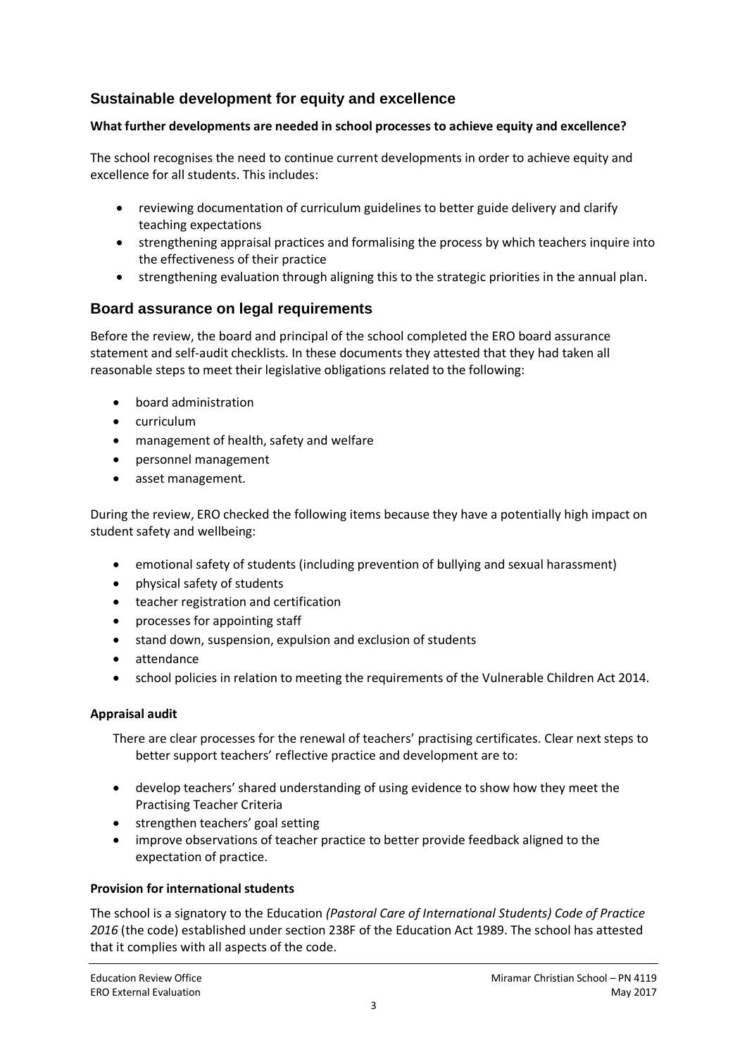## Sustainable development for equity and excellence

**What further developments are needed in school processes to achieve equity and excellence?**

The school recognises the need to continue current developments in order to achieve equity and excellence for all students. This includes:

- reviewing documentation of curriculum guidelines to better guide delivery and clarify teaching expectations
- strengthening appraisal practices and formalising the process by which teachers inquire into the effectiveness of their practice
- strengthening evaluation through aligning this to the strategic priorities in the annual plan.

## Board assurance on legal requirements

Before the review, the board and principal of the school completed the ERO board assurance statement and self-audit checklists. In these documents they attested that they had taken all reasonable steps to meet their legislative obligations related to the following:

- board administration
- curriculum
- management of health, safety and welfare
- personnel management
- asset management.

During the review, ERO checked the following items because they have a potentially high impact on student safety and wellbeing:

- emotional safety of students (including prevention of bullying and sexual harassment)
- physical safety of students
- teacher registration and certification
- processes for appointing staff
- stand down, suspension, expulsion and exclusion of students
- attendance
- school policies in relation to meeting the requirements of the Vulnerable Children Act 2014.

**Appraisal audit**

There are clear processes for the renewal of teachers' practising certificates. Clear next steps to better support teachers' reflective practice and development are to:

- develop teachers' shared understanding of using evidence to show how they meet the Practising Teacher Criteria
- strengthen teachers' goal setting
- improve observations of teacher practice to better provide feedback aligned to the expectation of practice.

**Provision for international students**

The school is a signatory to the Education *(Pastoral Care of International Students) Code of Practice 2016* (the code) established under section 238F of the Education Act 1989. The school has attested that it complies with all aspects of the code.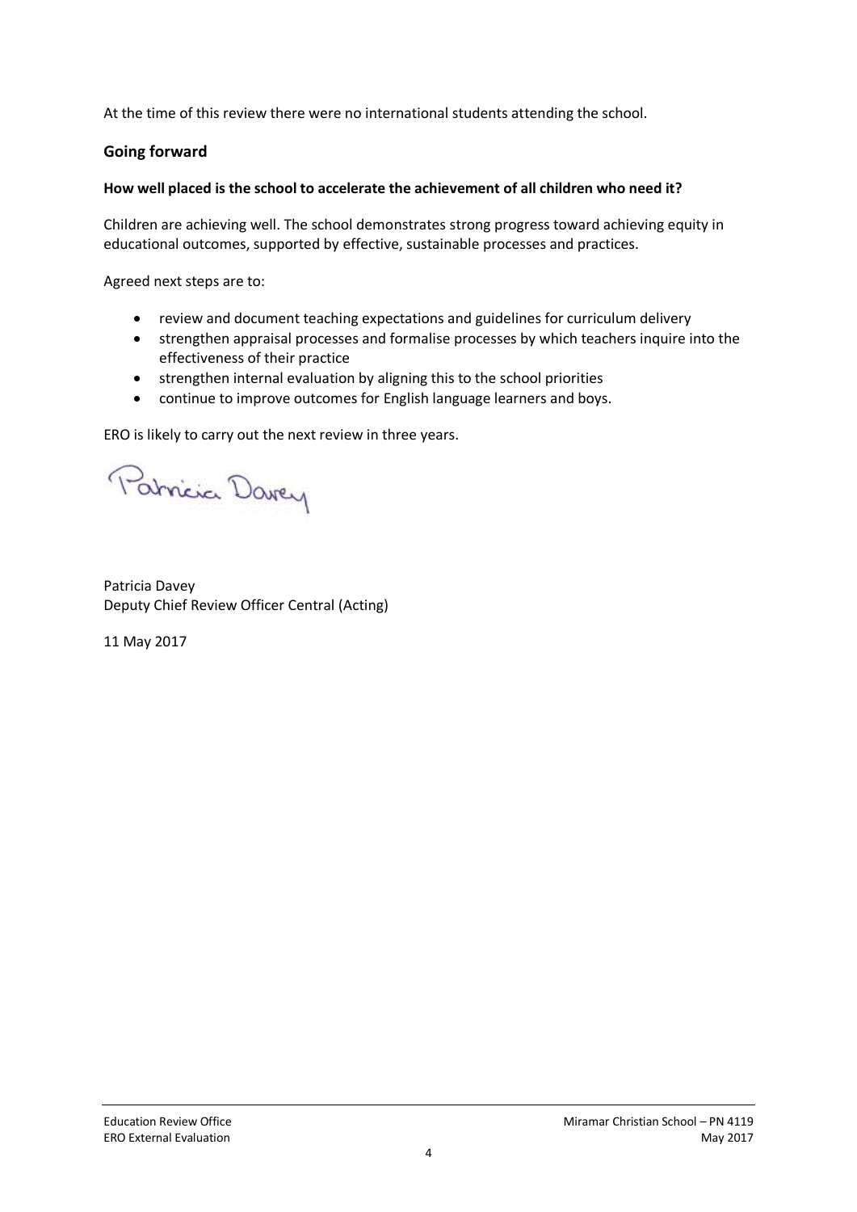At the time of this review there were no international students attending the school.

## Going forward

**How well placed is the school to accelerate the achievement of all children who need it?**

Children are achieving well. The school demonstrates strong progress toward achieving equity in educational outcomes, supported by effective, sustainable processes and practices.

Agreed next steps are to:

- review and document teaching expectations and guidelines for curriculum delivery
- strengthen appraisal processes and formalise processes by which teachers inquire into the effectiveness of their practice
- strengthen internal evaluation by aligning this to the school priorities
- continue to improve outcomes for English language learners and boys.

ERO is likely to carry out the next review in three years.

Patricia Davey
Deputy Chief Review Officer Central (Acting)

11 May 2017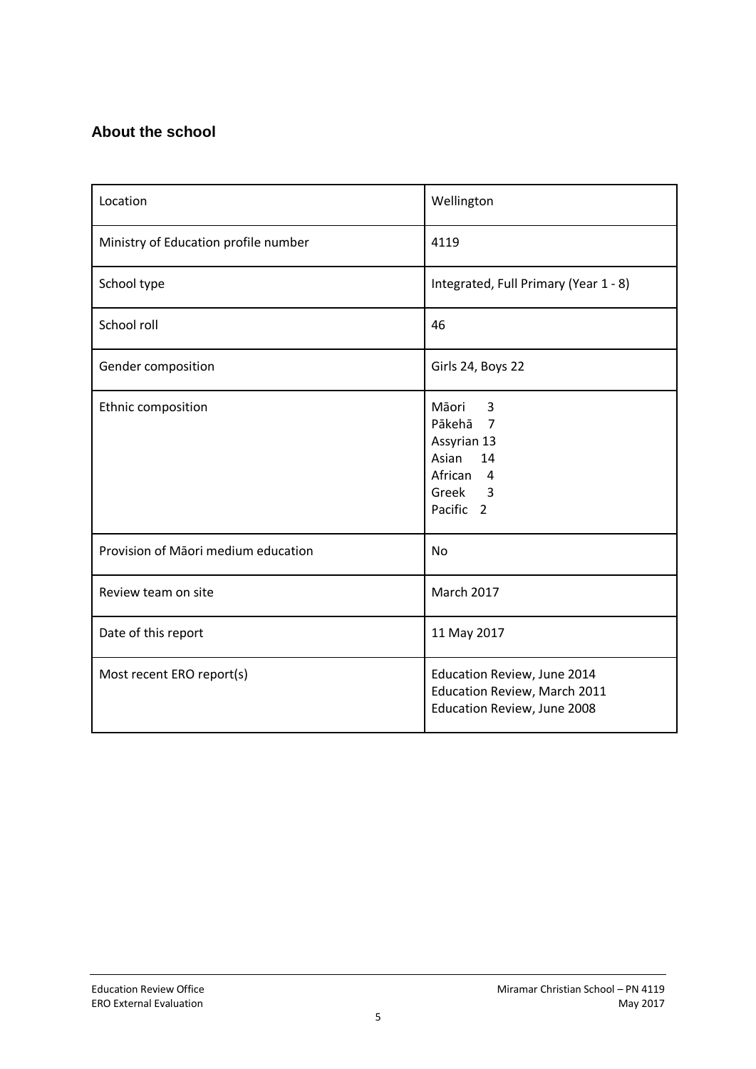## About the school

| | |
|---|---|
| Location | Wellington |
| Ministry of Education profile number | 4119 |
| School type | Integrated, Full Primary (Year 1 - 8) |
| School roll | 46 |
| Gender composition | Girls 24, Boys 22 |
| Ethnic composition | Māori 3<br>Pākehā 7<br>Assyrian 13<br>Asian 14<br>African 4<br>Greek 3<br>Pacific 2 |
| Provision of Māori medium education | No |
| Review team on site | March 2017 |
| Date of this report | 11 May 2017 |
| Most recent ERO report(s) | Education Review, June 2014<br>Education Review, March 2011<br>Education Review, June 2008 |